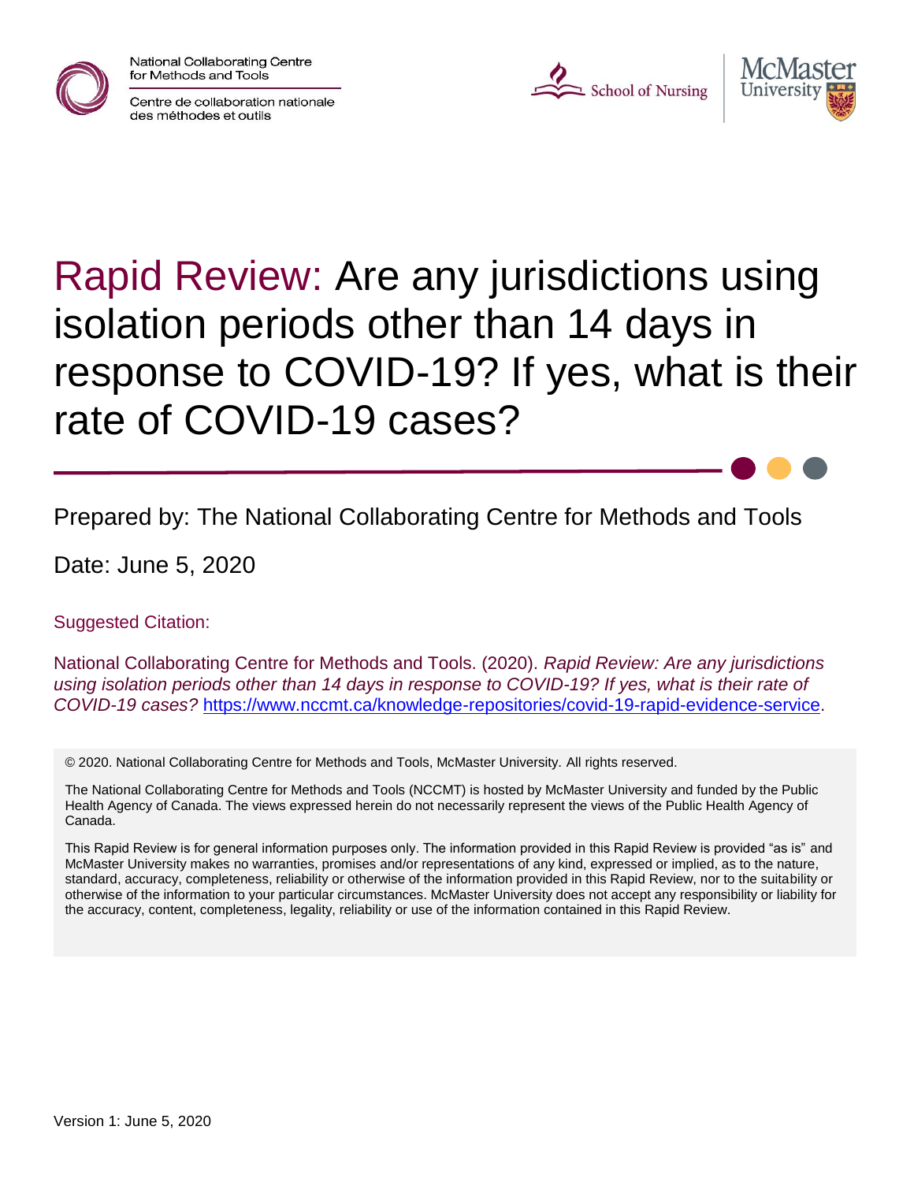National Collaborating Centre for Methods and Tools

Centre de collaboration nationale des méthodes et outils

School of Nursing

McMaster University

# Rapid Review: Are any jurisdictions using isolation periods other than 14 days in response to COVID-19? If yes, what is their rate of COVID-19 cases?

Prepared by: The National Collaborating Centre for Methods and Tools

Date: June 5, 2020

Suggested Citation:

National Collaborating Centre for Methods and Tools. (2020). *Rapid Review: Are any jurisdictions using isolation periods other than 14 days in response to COVID-19? If yes, what is their rate of COVID-19 cases?* https://www.nccmt.ca/knowledge-repositories/covid-19-rapid-evidence-service.

© 2020. National Collaborating Centre for Methods and Tools, McMaster University. All rights reserved.

The National Collaborating Centre for Methods and Tools (NCCMT) is hosted by McMaster University and funded by the Public Health Agency of Canada. The views expressed herein do not necessarily represent the views of the Public Health Agency of Canada.

This Rapid Review is for general information purposes only. The information provided in this Rapid Review is provided "as is" and McMaster University makes no warranties, promises and/or representations of any kind, expressed or implied, as to the nature, standard, accuracy, completeness, reliability or otherwise of the information provided in this Rapid Review, nor to the suitability or otherwise of the information to your particular circumstances. McMaster University does not accept any responsibility or liability for the accuracy, content, completeness, legality, reliability or use of the information contained in this Rapid Review.

Version 1: June 5, 2020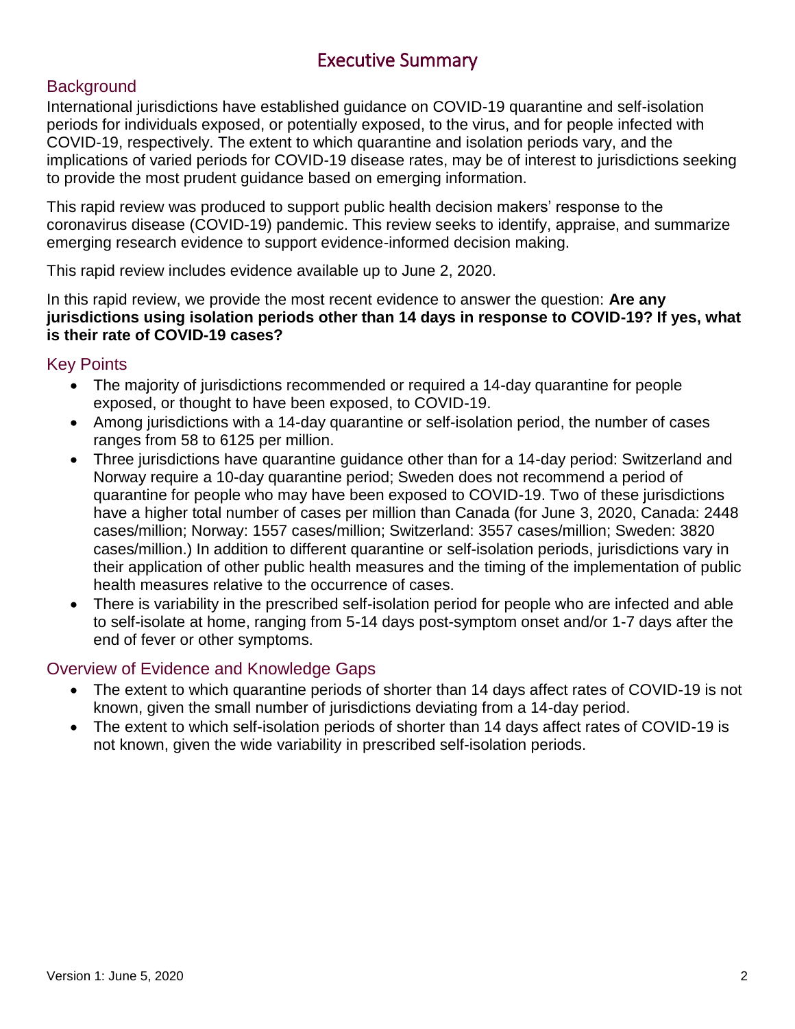# Executive Summary

## Background

International jurisdictions have established guidance on COVID-19 quarantine and self-isolation periods for individuals exposed, or potentially exposed, to the virus, and for people infected with COVID-19, respectively. The extent to which quarantine and isolation periods vary, and the implications of varied periods for COVID-19 disease rates, may be of interest to jurisdictions seeking to provide the most prudent guidance based on emerging information.

This rapid review was produced to support public health decision makers' response to the coronavirus disease (COVID-19) pandemic. This review seeks to identify, appraise, and summarize emerging research evidence to support evidence-informed decision making.

This rapid review includes evidence available up to June 2, 2020.

In this rapid review, we provide the most recent evidence to answer the question: **Are any jurisdictions using isolation periods other than 14 days in response to COVID-19? If yes, what is their rate of COVID-19 cases?**

## Key Points

- The majority of jurisdictions recommended or required a 14-day quarantine for people exposed, or thought to have been exposed, to COVID-19.
- Among jurisdictions with a 14-day quarantine or self-isolation period, the number of cases ranges from 58 to 6125 per million.
- Three jurisdictions have quarantine guidance other than for a 14-day period: Switzerland and Norway require a 10-day quarantine period; Sweden does not recommend a period of quarantine for people who may have been exposed to COVID-19. Two of these jurisdictions have a higher total number of cases per million than Canada (for June 3, 2020, Canada: 2448 cases/million; Norway: 1557 cases/million; Switzerland: 3557 cases/million; Sweden: 3820 cases/million.) In addition to different quarantine or self-isolation periods, jurisdictions vary in their application of other public health measures and the timing of the implementation of public health measures relative to the occurrence of cases.
- There is variability in the prescribed self-isolation period for people who are infected and able to self-isolate at home, ranging from 5-14 days post-symptom onset and/or 1-7 days after the end of fever or other symptoms.

## Overview of Evidence and Knowledge Gaps

- The extent to which quarantine periods of shorter than 14 days affect rates of COVID-19 is not known, given the small number of jurisdictions deviating from a 14-day period.
- The extent to which self-isolation periods of shorter than 14 days affect rates of COVID-19 is not known, given the wide variability in prescribed self-isolation periods.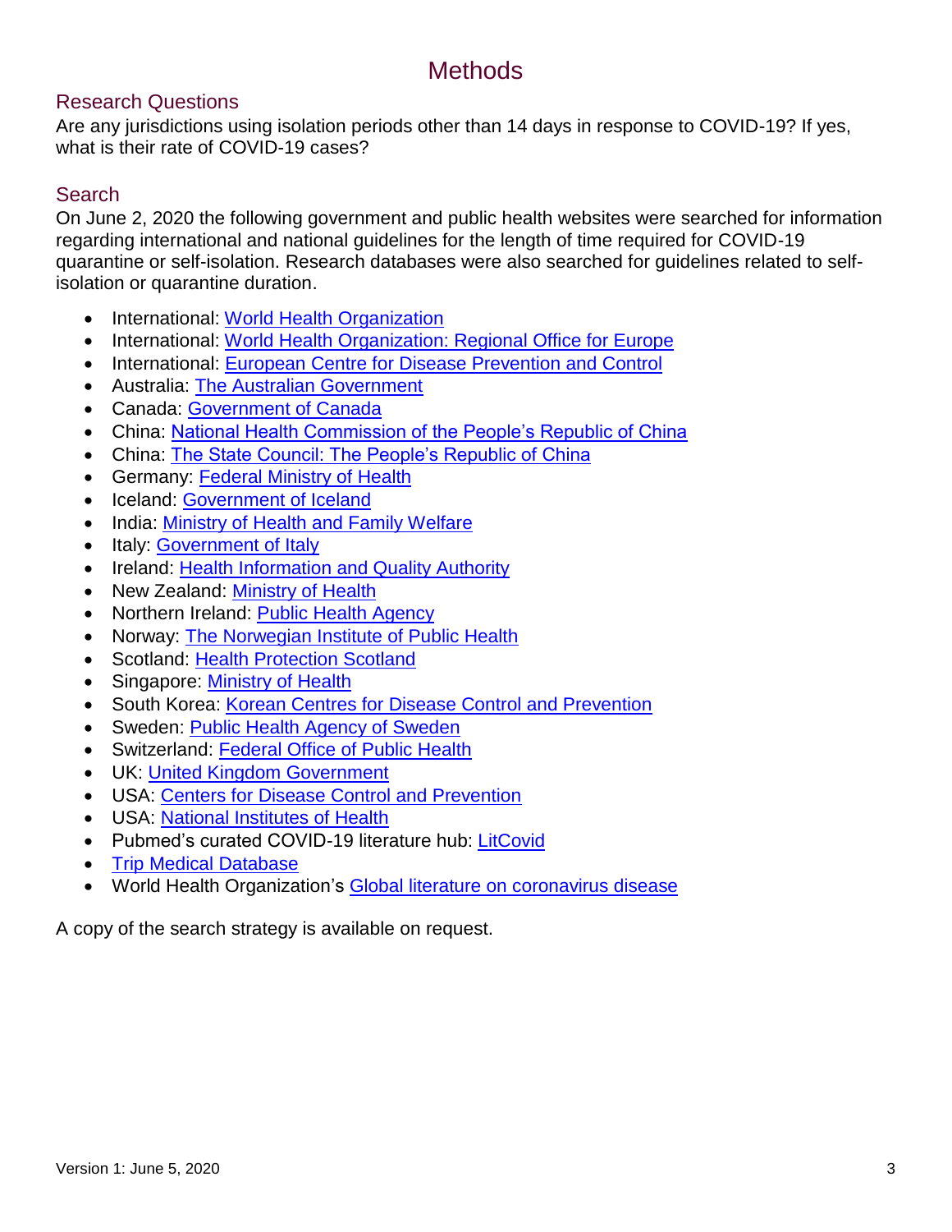# Methods

## Research Questions

Are any jurisdictions using isolation periods other than 14 days in response to COVID-19? If yes, what is their rate of COVID-19 cases?

## Search

On June 2, 2020 the following government and public health websites were searched for information regarding international and national guidelines for the length of time required for COVID-19 quarantine or self-isolation. Research databases were also searched for guidelines related to self-isolation or quarantine duration.

- International: World Health Organization
- International: World Health Organization: Regional Office for Europe
- International: European Centre for Disease Prevention and Control
- Australia: The Australian Government
- Canada: Government of Canada
- China: National Health Commission of the People's Republic of China
- China: The State Council: The People's Republic of China
- Germany: Federal Ministry of Health
- Iceland: Government of Iceland
- India: Ministry of Health and Family Welfare
- Italy: Government of Italy
- Ireland: Health Information and Quality Authority
- New Zealand: Ministry of Health
- Northern Ireland: Public Health Agency
- Norway: The Norwegian Institute of Public Health
- Scotland: Health Protection Scotland
- Singapore: Ministry of Health
- South Korea: Korean Centres for Disease Control and Prevention
- Sweden: Public Health Agency of Sweden
- Switzerland: Federal Office of Public Health
- UK: United Kingdom Government
- USA: Centers for Disease Control and Prevention
- USA: National Institutes of Health
- Pubmed's curated COVID-19 literature hub: LitCovid
- Trip Medical Database
- World Health Organization's Global literature on coronavirus disease

A copy of the search strategy is available on request.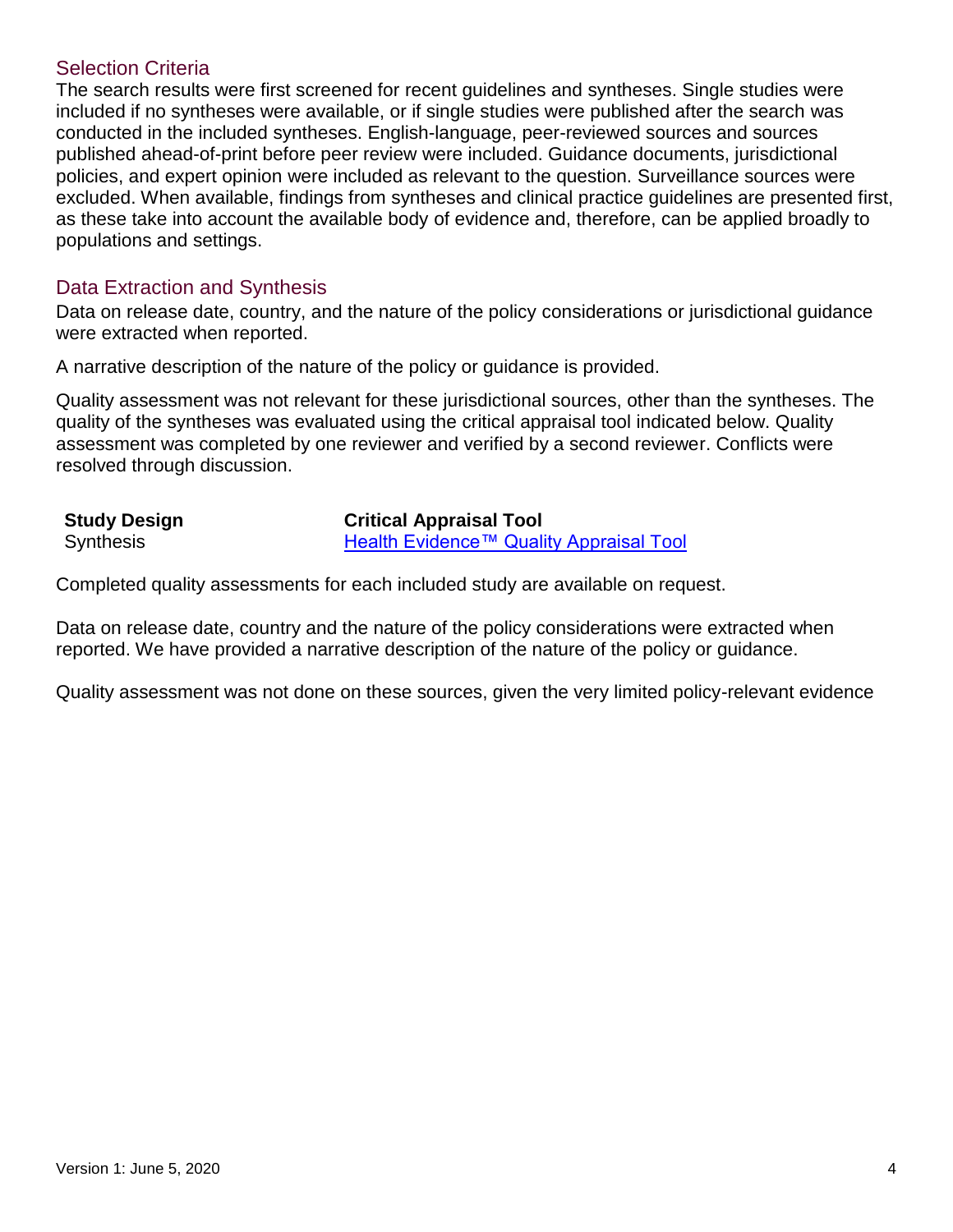## Selection Criteria

The search results were first screened for recent guidelines and syntheses. Single studies were included if no syntheses were available, or if single studies were published after the search was conducted in the included syntheses. English-language, peer-reviewed sources and sources published ahead-of-print before peer review were included. Guidance documents, jurisdictional policies, and expert opinion were included as relevant to the question. Surveillance sources were excluded. When available, findings from syntheses and clinical practice guidelines are presented first, as these take into account the available body of evidence and, therefore, can be applied broadly to populations and settings.

## Data Extraction and Synthesis

Data on release date, country, and the nature of the policy considerations or jurisdictional guidance were extracted when reported.

A narrative description of the nature of the policy or guidance is provided.

Quality assessment was not relevant for these jurisdictional sources, other than the syntheses. The quality of the syntheses was evaluated using the critical appraisal tool indicated below. Quality assessment was completed by one reviewer and verified by a second reviewer. Conflicts were resolved through discussion.

| Study Design | Critical Appraisal Tool |
| --- | --- |
| Synthesis | Health Evidence™ Quality Appraisal Tool |

Completed quality assessments for each included study are available on request.

Data on release date, country and the nature of the policy considerations were extracted when reported. We have provided a narrative description of the nature of the policy or guidance.

Quality assessment was not done on these sources, given the very limited policy-relevant evidence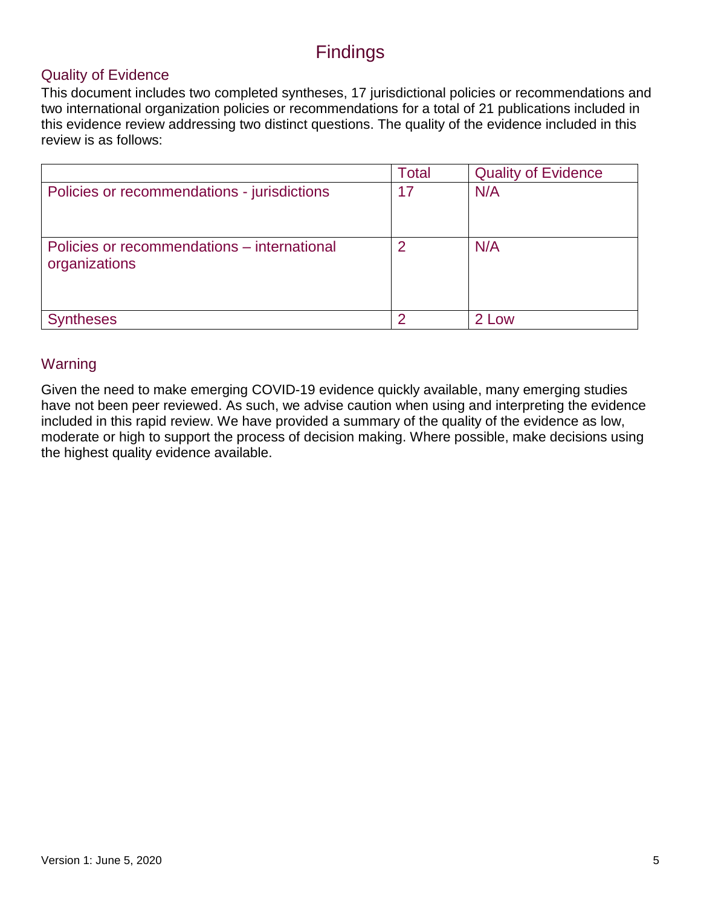# Findings

## Quality of Evidence

This document includes two completed syntheses, 17 jurisdictional policies or recommendations and two international organization policies or recommendations for a total of 21 publications included in this evidence review addressing two distinct questions. The quality of the evidence included in this review is as follows:

| | Total | Quality of Evidence |
|---|---|---|
| Policies or recommendations - jurisdictions | 17 | N/A |
| Policies or recommendations – international organizations | 2 | N/A |
| Syntheses | 2 | 2 Low |

## Warning

Given the need to make emerging COVID-19 evidence quickly available, many emerging studies have not been peer reviewed. As such, we advise caution when using and interpreting the evidence included in this rapid review. We have provided a summary of the quality of the evidence as low, moderate or high to support the process of decision making. Where possible, make decisions using the highest quality evidence available.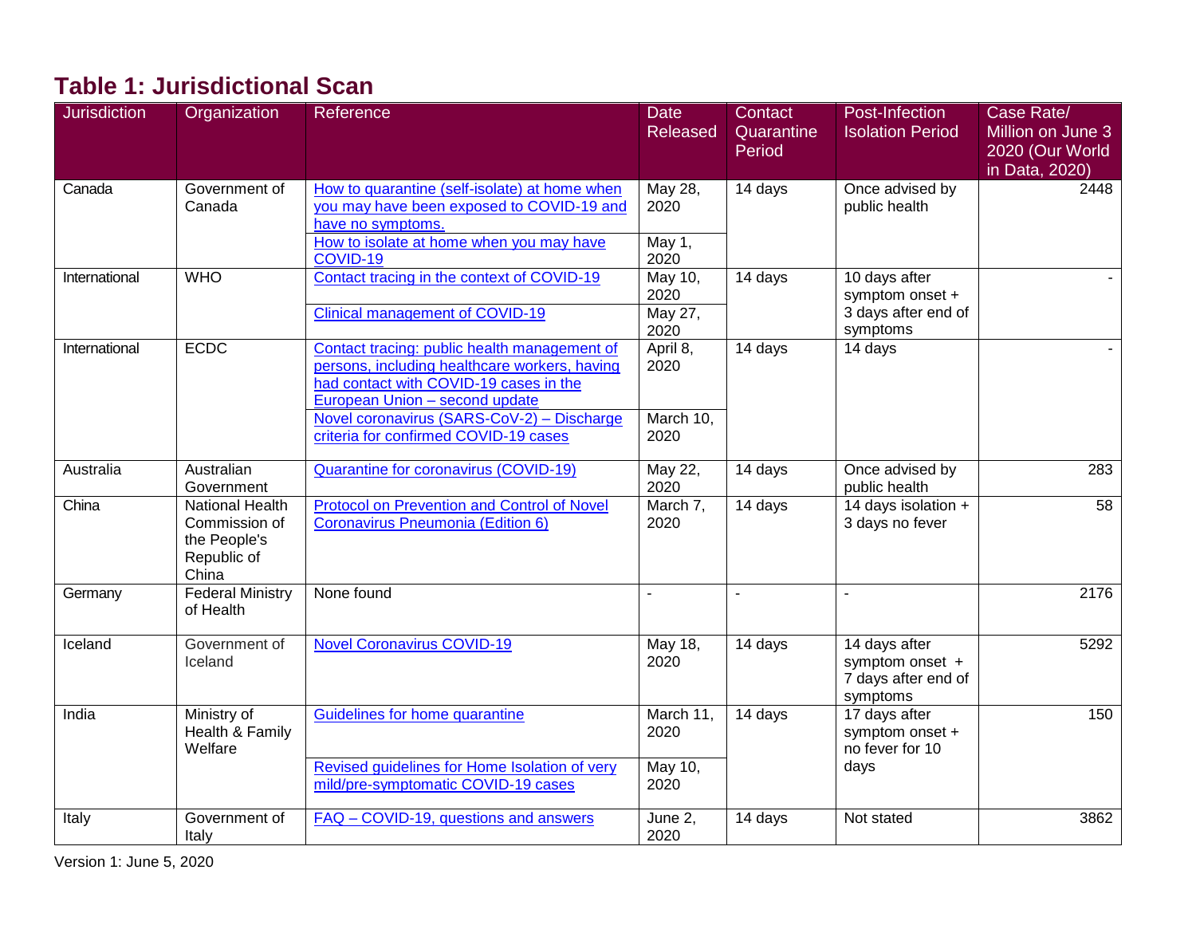# Table 1: Jurisdictional Scan

| Jurisdiction | Organization | Reference | Date Released | Contact Quarantine Period | Post-Infection Isolation Period | Case Rate/ Million on June 3 2020 (Our World in Data, 2020) |
|---|---|---|---|---|---|---|
| Canada | Government of Canada | How to quarantine (self-isolate) at home when you may have been exposed to COVID-19 and have no symptoms. | May 28, 2020 | 14 days | Once advised by public health | 2448 |
| | | How to isolate at home when you may have COVID-19 | May 1, 2020 | | | |
| International | WHO | Contact tracing in the context of COVID-19 | May 10, 2020 | 14 days | 10 days after symptom onset + 3 days after end of symptoms | - |
| | | Clinical management of COVID-19 | May 27, 2020 | | | |
| International | ECDC | Contact tracing: public health management of persons, including healthcare workers, having had contact with COVID-19 cases in the European Union – second update | April 8, 2020 | 14 days | 14 days | - |
| | | Novel coronavirus (SARS-CoV-2) – Discharge criteria for confirmed COVID-19 cases | March 10, 2020 | | | |
| Australia | Australian Government | Quarantine for coronavirus (COVID-19) | May 22, 2020 | 14 days | Once advised by public health | 283 |
| China | National Health Commission of the People's Republic of China | Protocol on Prevention and Control of Novel Coronavirus Pneumonia (Edition 6) | March 7, 2020 | 14 days | 14 days isolation + 3 days no fever | 58 |
| Germany | Federal Ministry of Health | None found | - | - | - | 2176 |
| Iceland | Government of Iceland | Novel Coronavirus COVID-19 | May 18, 2020 | 14 days | 14 days after symptom onset + 7 days after end of symptoms | 5292 |
| India | Ministry of Health & Family Welfare | Guidelines for home quarantine | March 11, 2020 | 14 days | 17 days after symptom onset + no fever for 10 days | 150 |
| | | Revised guidelines for Home Isolation of very mild/pre-symptomatic COVID-19 cases | May 10, 2020 | | | |
| Italy | Government of Italy | FAQ – COVID-19, questions and answers | June 2, 2020 | 14 days | Not stated | 3862 |

Version 1: June 5, 2020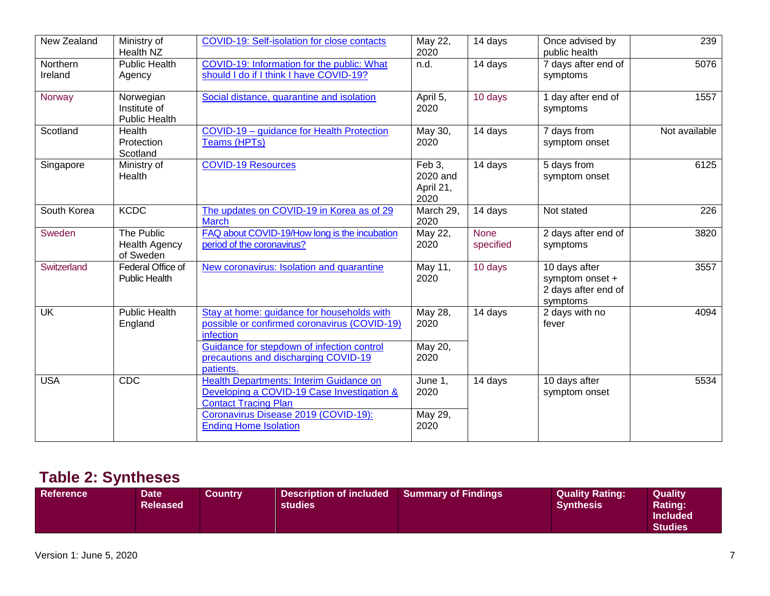| New Zealand | Ministry of Health NZ | COVID-19: Self-isolation for close contacts | May 22, 2020 | 14 days | Once advised by public health | 239 |
|---|---|---|---|---|---|---|
| Northern Ireland | Public Health Agency | COVID-19: Information for the public: What should I do if I think I have COVID-19? | n.d. | 14 days | 7 days after end of symptoms | 5076 |
| Norway | Norwegian Institute of Public Health | Social distance, quarantine and isolation | April 5, 2020 | 10 days | 1 day after end of symptoms | 1557 |
| Scotland | Health Protection Scotland | COVID-19 – guidance for Health Protection Teams (HPTs) | May 30, 2020 | 14 days | 7 days from symptom onset | Not available |
| Singapore | Ministry of Health | COVID-19 Resources | Feb 3, 2020 and April 21, 2020 | 14 days | 5 days from symptom onset | 6125 |
| South Korea | KCDC | The updates on COVID-19 in Korea as of 29 March | March 29, 2020 | 14 days | Not stated | 226 |
| Sweden | The Public Health Agency of Sweden | FAQ about COVID-19/How long is the incubation period of the coronavirus? | May 22, 2020 | None specified | 2 days after end of symptoms | 3820 |
| Switzerland | Federal Office of Public Health | New coronavirus: Isolation and quarantine | May 11, 2020 | 10 days | 10 days after symptom onset + 2 days after end of symptoms | 3557 |
| UK | Public Health England | Stay at home: guidance for households with possible or confirmed coronavirus (COVID-19) infection | May 28, 2020 | 14 days | 2 days with no fever | 4094 |
| | | Guidance for stepdown of infection control precautions and discharging COVID-19 patients. | May 20, 2020 | | | |
| USA | CDC | Health Departments: Interim Guidance on Developing a COVID-19 Case Investigation & Contact Tracing Plan | June 1, 2020 | 14 days | 10 days after symptom onset | 5534 |
| | | Coronavirus Disease 2019 (COVID-19): Ending Home Isolation | May 29, 2020 | | | |

## Table 2: Syntheses

| Reference | Date Released | Country | Description of included studies | Summary of Findings | Quality Rating: Synthesis | Quality Rating: Included Studies |
|---|---|---|---|---|---|---|

Version 1: June 5, 2020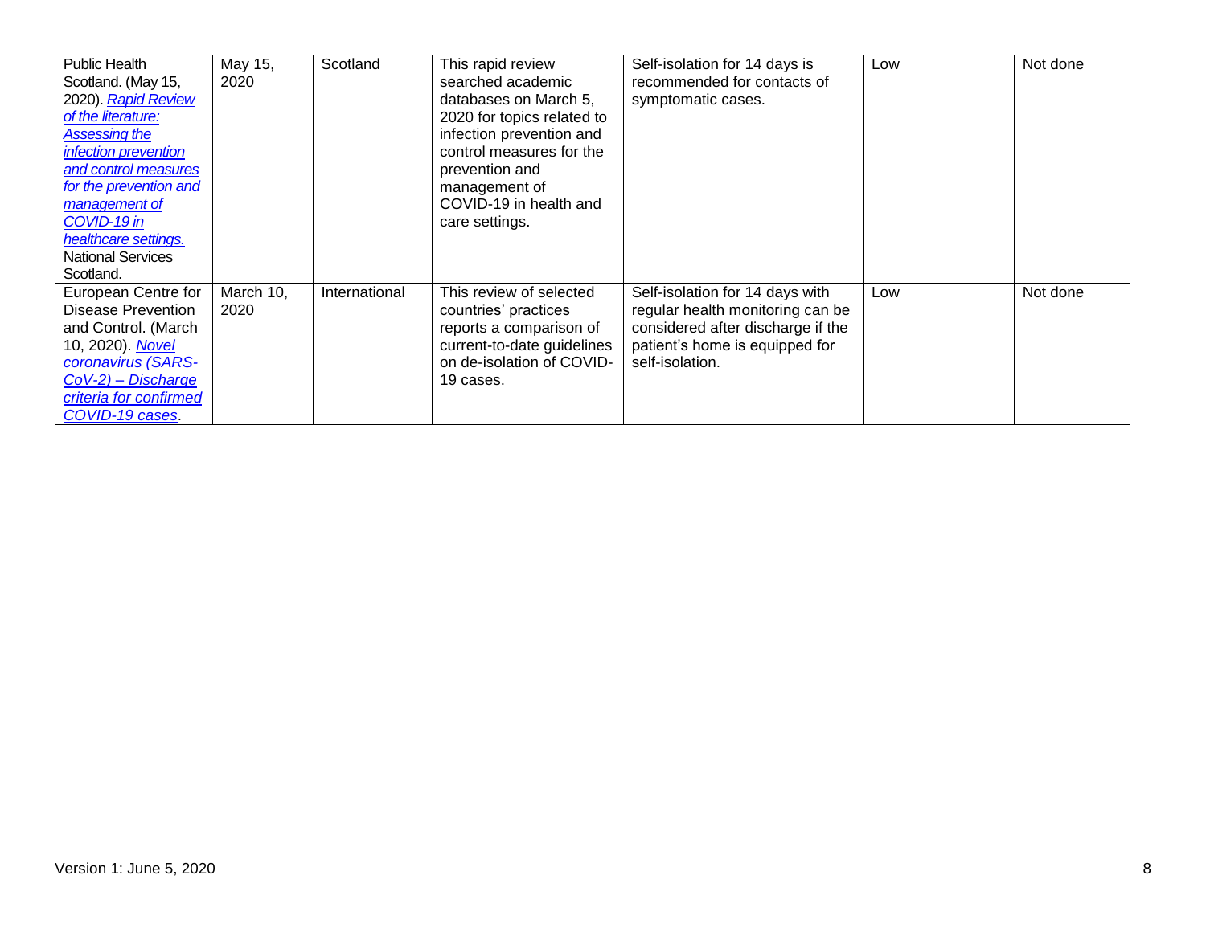| | | | | | | |
|---|---|---|---|---|---|---|
| Public Health Scotland. (May 15, 2020). *Rapid Review of the literature: Assessing the infection prevention and control measures for the prevention and management of COVID-19 in healthcare settings.* National Services Scotland. | May 15, 2020 | Scotland | This rapid review searched academic databases on March 5, 2020 for topics related to infection prevention and control measures for the prevention and management of COVID-19 in health and care settings. | Self-isolation for 14 days is recommended for contacts of symptomatic cases. | Low | Not done |
| European Centre for Disease Prevention and Control. (March 10, 2020). *Novel coronavirus (SARS-CoV-2) – Discharge criteria for confirmed COVID-19 cases*. | March 10, 2020 | International | This review of selected countries' practices reports a comparison of current-to-date guidelines on de-isolation of COVID-19 cases. | Self-isolation for 14 days with regular health monitoring can be considered after discharge if the patient's home is equipped for self-isolation. | Low | Not done |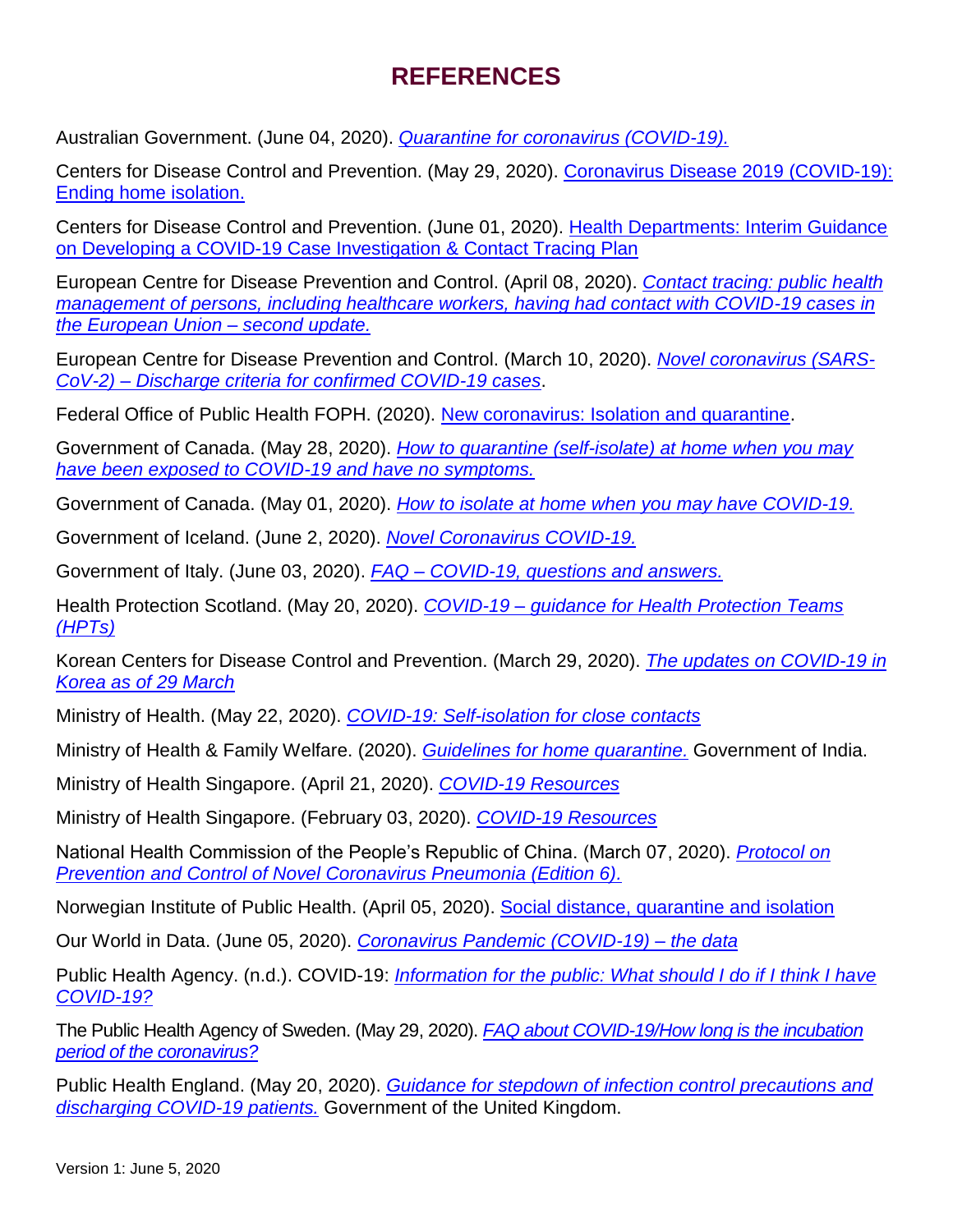# REFERENCES

Australian Government. (June 04, 2020). *Quarantine for coronavirus (COVID-19).*

Centers for Disease Control and Prevention. (May 29, 2020). Coronavirus Disease 2019 (COVID-19): Ending home isolation.

Centers for Disease Control and Prevention. (June 01, 2020). Health Departments: Interim Guidance on Developing a COVID-19 Case Investigation & Contact Tracing Plan

European Centre for Disease Prevention and Control. (April 08, 2020). *Contact tracing: public health management of persons, including healthcare workers, having had contact with COVID-19 cases in the European Union – second update.*

European Centre for Disease Prevention and Control. (March 10, 2020). *Novel coronavirus (SARS-CoV-2) – Discharge criteria for confirmed COVID-19 cases*.

Federal Office of Public Health FOPH. (2020). New coronavirus: Isolation and quarantine.

Government of Canada. (May 28, 2020). *How to quarantine (self-isolate) at home when you may have been exposed to COVID-19 and have no symptoms.*

Government of Canada. (May 01, 2020). *How to isolate at home when you may have COVID-19.*

Government of Iceland. (June 2, 2020). *Novel Coronavirus COVID-19.*

Government of Italy. (June 03, 2020). *FAQ – COVID-19, questions and answers.*

Health Protection Scotland. (May 20, 2020). *COVID-19 – guidance for Health Protection Teams (HPTs)*

Korean Centers for Disease Control and Prevention. (March 29, 2020). *The updates on COVID-19 in Korea as of 29 March*

Ministry of Health. (May 22, 2020). *COVID-19: Self-isolation for close contacts*

Ministry of Health & Family Welfare. (2020). *Guidelines for home quarantine.* Government of India.

Ministry of Health Singapore. (April 21, 2020). *COVID-19 Resources*

Ministry of Health Singapore. (February 03, 2020). *COVID-19 Resources*

National Health Commission of the People's Republic of China. (March 07, 2020). *Protocol on Prevention and Control of Novel Coronavirus Pneumonia (Edition 6).*

Norwegian Institute of Public Health. (April 05, 2020). Social distance, quarantine and isolation

Our World in Data. (June 05, 2020). *Coronavirus Pandemic (COVID-19) – the data*

Public Health Agency. (n.d.). COVID-19: *Information for the public: What should I do if I think I have COVID-19?*

The Public Health Agency of Sweden. (May 29, 2020). *FAQ about COVID-19/How long is the incubation period of the coronavirus?*

Public Health England. (May 20, 2020). *Guidance for stepdown of infection control precautions and discharging COVID-19 patients.* Government of the United Kingdom.

Version 1: June 5, 2020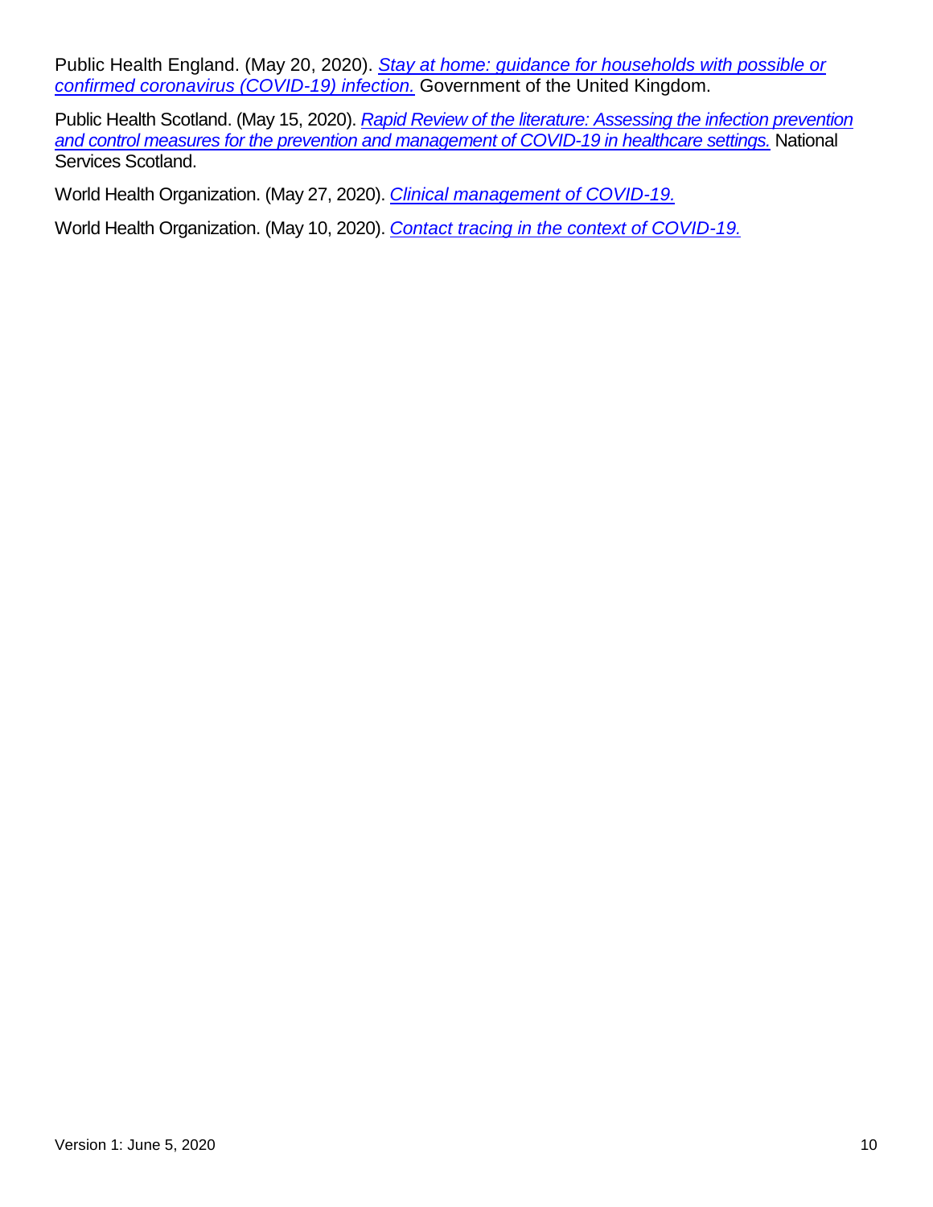Public Health England. (May 20, 2020). *Stay at home: guidance for households with possible or confirmed coronavirus (COVID-19) infection.* Government of the United Kingdom.

Public Health Scotland. (May 15, 2020). *Rapid Review of the literature: Assessing the infection prevention and control measures for the prevention and management of COVID-19 in healthcare settings.* National Services Scotland.

World Health Organization. (May 27, 2020). *Clinical management of COVID-19.*

World Health Organization. (May 10, 2020). *Contact tracing in the context of COVID-19.*